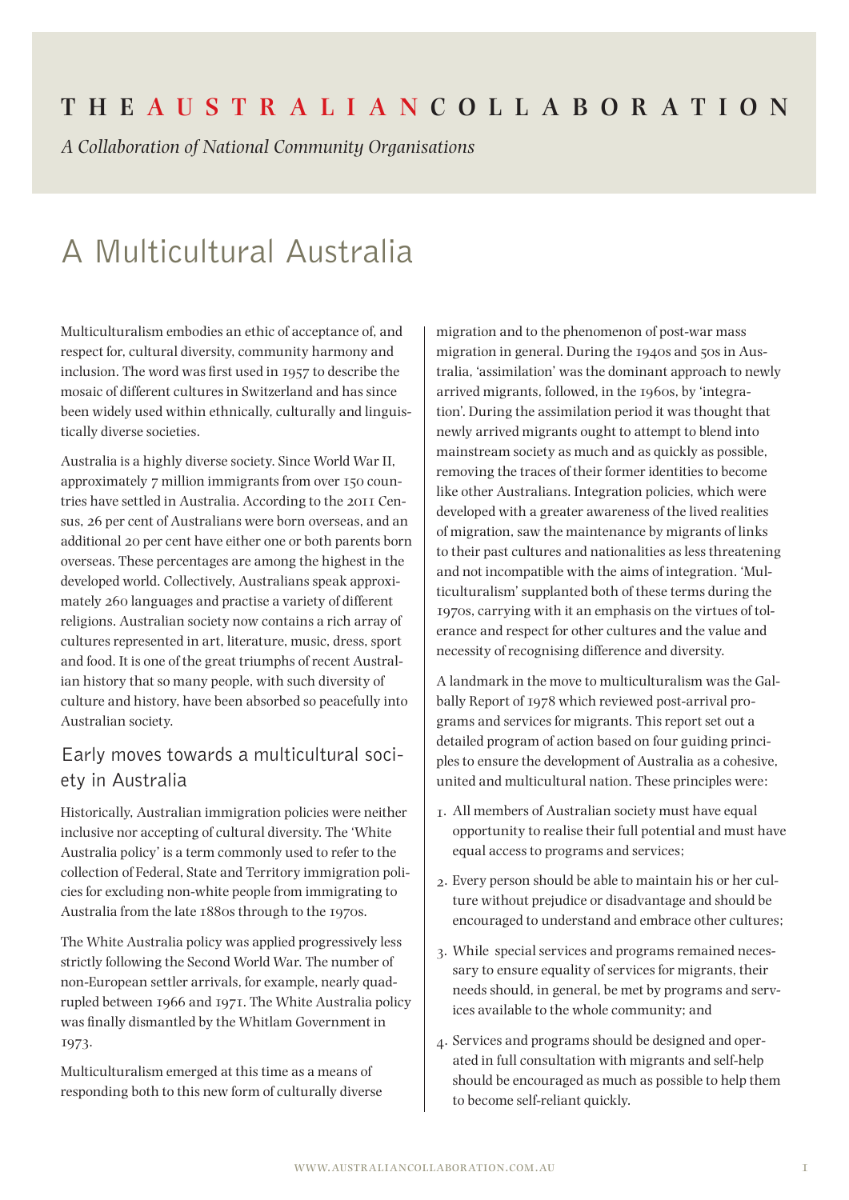**THE AUSTRALIAN COLLABORATION**

*A Collaboration of National Community Organisations*

# A Multicultural Australia

Multiculturalism embodies an ethic of acceptance of, and respect for, cultural diversity, community harmony and inclusion. The word was first used in 1957 to describe the mosaic of different cultures in Switzerland and has since been widely used within ethnically, culturally and linguistically diverse societies.

Australia is a highly diverse society. Since World War II, approximately 7 million immigrants from over 150 countries have settled in Australia. According to the 2011 Census, 26 per cent of Australians were born overseas, and an additional 20 per cent have either one or both parents born overseas. These percentages are among the highest in the developed world. Collectively, Australians speak approximately 260 languages and practise a variety of different religions. Australian society now contains a rich array of cultures represented in art, literature, music, dress, sport and food. It is one of the great triumphs of recent Australian history that so many people, with such diversity of culture and history, have been absorbed so peacefully into Australian society.

## Early moves towards a multicultural society in Australia

Historically, Australian immigration policies were neither inclusive nor accepting of cultural diversity. The 'White Australia policy' is a term commonly used to refer to the collection of Federal, State and Territory immigration policies for excluding non-white people from immigrating to Australia from the late 1880s through to the 1970s.

The White Australia policy was applied progressively less strictly following the Second World War. The number of non-European settler arrivals, for example, nearly quadrupled between 1966 and 1971. The White Australia policy was finally dismantled by the Whitlam Government in 1973.

Multiculturalism emerged at this time as a means of responding both to this new form of culturally diverse migration and to the phenomenon of post-war mass migration in general. During the 1940s and 50s in Australia, 'assimilation' was the dominant approach to newly arrived migrants, followed, in the 1960s, by 'integration'. During the assimilation period it was thought that newly arrived migrants ought to attempt to blend into mainstream society as much and as quickly as possible, removing the traces of their former identities to become like other Australians. Integration policies, which were developed with a greater awareness of the lived realities of migration, saw the maintenance by migrants of links to their past cultures and nationalities as less threatening and not incompatible with the aims of integration. 'Multiculturalism' supplanted both of these terms during the 1970s, carrying with it an emphasis on the virtues of tolerance and respect for other cultures and the value and necessity of recognising difference and diversity.

A landmark in the move to multiculturalism was the Galbally Report of 1978 which reviewed post-arrival programs and services for migrants. This report set out a detailed program of action based on four guiding principles to ensure the development of Australia as a cohesive, united and multicultural nation. These principles were:

1. All members of Australian society must have equal opportunity to realise their full potential and must have equal access to programs and services;
2. Every person should be able to maintain his or her culture without prejudice or disadvantage and should be encouraged to understand and embrace other cultures;
3. While special services and programs remained necessary to ensure equality of services for migrants, their needs should, in general, be met by programs and services available to the whole community; and
4. Services and programs should be designed and operated in full consultation with migrants and self-help should be encouraged as much as possible to help them to become self-reliant quickly.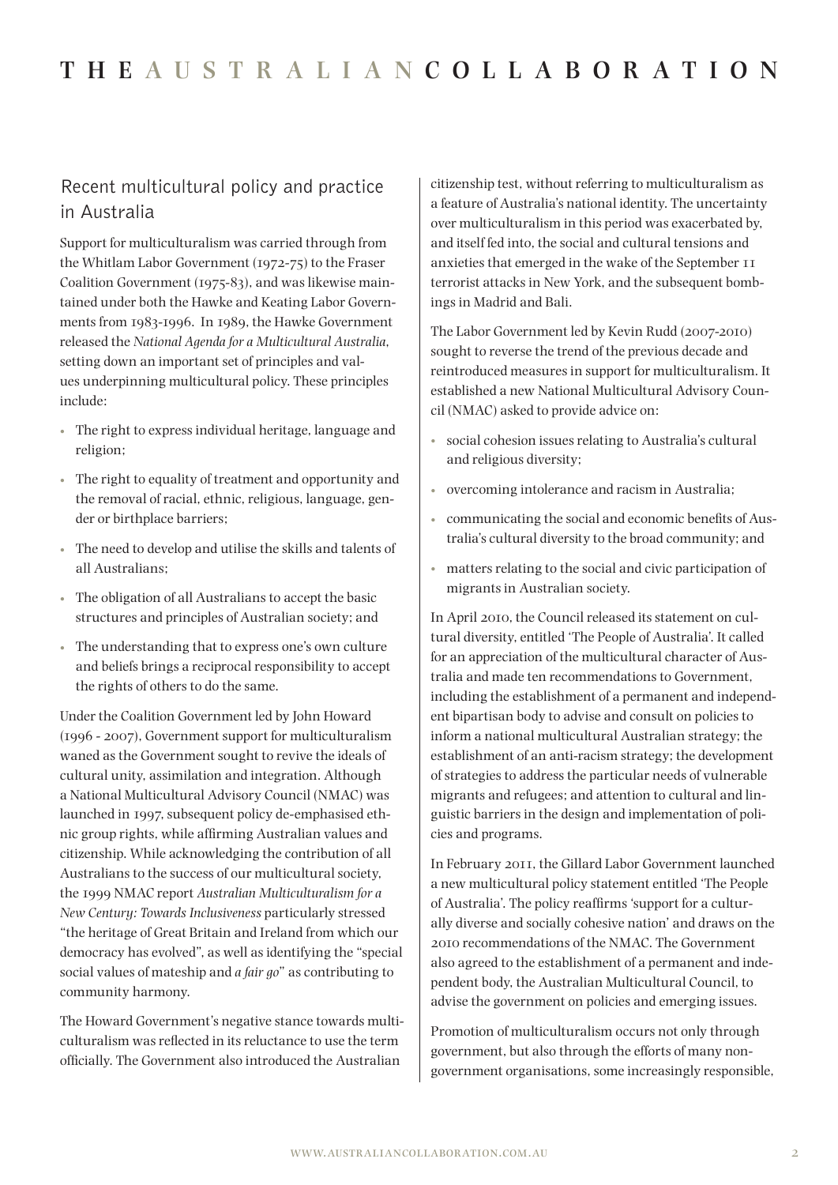## Recent multicultural policy and practice in Australia

Support for multiculturalism was carried through from the Whitlam Labor Government (1972-75) to the Fraser Coalition Government (1975-83), and was likewise maintained under both the Hawke and Keating Labor Governments from 1983-1996. In 1989, the Hawke Government released the *National Agenda for a Multicultural Australia*, setting down an important set of principles and values underpinning multicultural policy. These principles include:

- The right to express individual heritage, language and religion;
- The right to equality of treatment and opportunity and the removal of racial, ethnic, religious, language, gender or birthplace barriers;
- The need to develop and utilise the skills and talents of all Australians;
- The obligation of all Australians to accept the basic structures and principles of Australian society; and
- The understanding that to express one's own culture and beliefs brings a reciprocal responsibility to accept the rights of others to do the same.

Under the Coalition Government led by John Howard (1996 - 2007), Government support for multiculturalism waned as the Government sought to revive the ideals of cultural unity, assimilation and integration. Although a National Multicultural Advisory Council (NMAC) was launched in 1997, subsequent policy de-emphasised ethnic group rights, while affirming Australian values and citizenship. While acknowledging the contribution of all Australians to the success of our multicultural society, the 1999 NMAC report *Australian Multiculturalism for a New Century: Towards Inclusiveness* particularly stressed "the heritage of Great Britain and Ireland from which our democracy has evolved", as well as identifying the "special social values of mateship and *a fair go*" as contributing to community harmony.

The Howard Government's negative stance towards multiculturalism was reflected in its reluctance to use the term officially. The Government also introduced the Australian citizenship test, without referring to multiculturalism as a feature of Australia's national identity. The uncertainty over multiculturalism in this period was exacerbated by, and itself fed into, the social and cultural tensions and anxieties that emerged in the wake of the September 11 terrorist attacks in New York, and the subsequent bombings in Madrid and Bali.

The Labor Government led by Kevin Rudd (2007-2010) sought to reverse the trend of the previous decade and reintroduced measures in support for multiculturalism. It established a new National Multicultural Advisory Council (NMAC) asked to provide advice on:

- social cohesion issues relating to Australia's cultural and religious diversity;
- overcoming intolerance and racism in Australia;
- communicating the social and economic benefits of Australia's cultural diversity to the broad community; and
- matters relating to the social and civic participation of migrants in Australian society.

In April 2010, the Council released its statement on cultural diversity, entitled 'The People of Australia'. It called for an appreciation of the multicultural character of Australia and made ten recommendations to Government, including the establishment of a permanent and independent bipartisan body to advise and consult on policies to inform a national multicultural Australian strategy; the establishment of an anti-racism strategy; the development of strategies to address the particular needs of vulnerable migrants and refugees; and attention to cultural and linguistic barriers in the design and implementation of policies and programs.

In February 2011, the Gillard Labor Government launched a new multicultural policy statement entitled 'The People of Australia'. The policy reaffirms 'support for a culturally diverse and socially cohesive nation' and draws on the 2010 recommendations of the NMAC. The Government also agreed to the establishment of a permanent and independent body, the Australian Multicultural Council, to advise the government on policies and emerging issues.

Promotion of multiculturalism occurs not only through government, but also through the efforts of many non-government organisations, some increasingly responsible,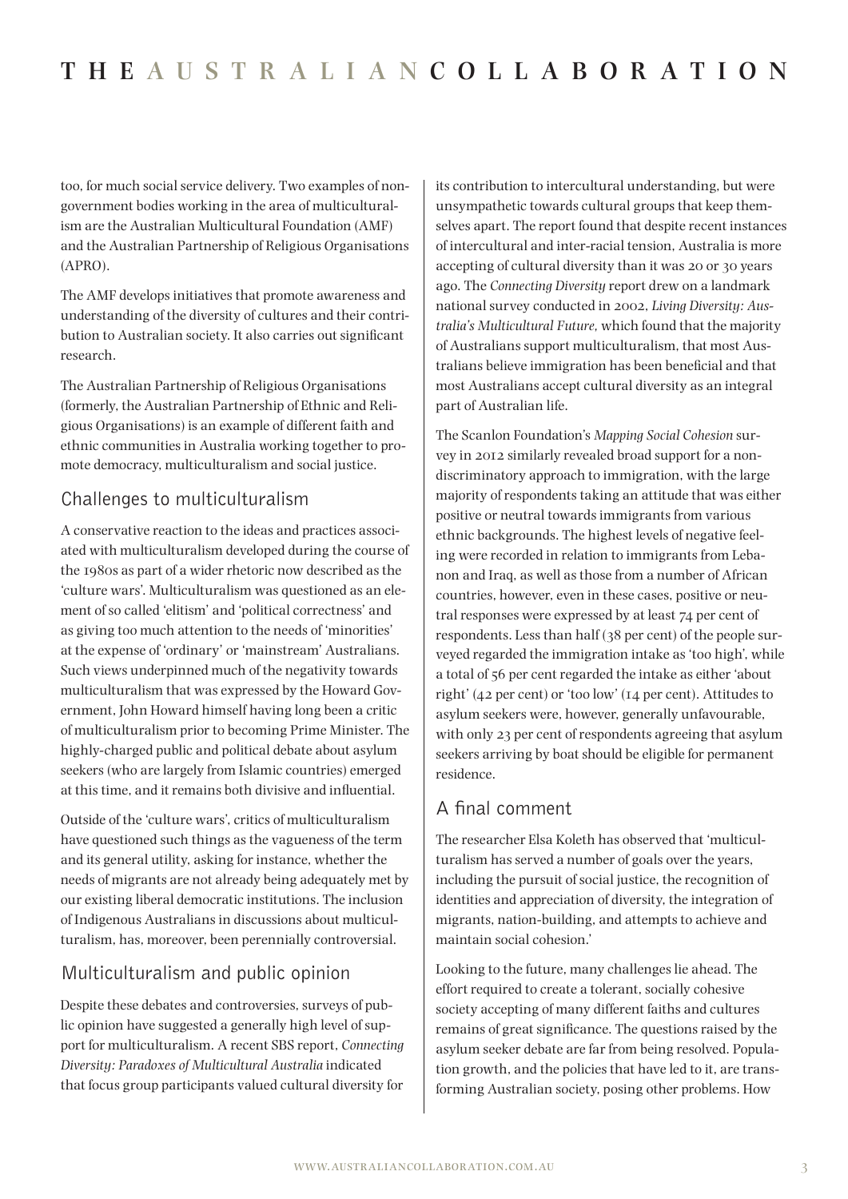too, for much social service delivery. Two examples of non-government bodies working in the area of multiculturalism are the Australian Multicultural Foundation (AMF) and the Australian Partnership of Religious Organisations (APRO).

The AMF develops initiatives that promote awareness and understanding of the diversity of cultures and their contribution to Australian society. It also carries out significant research.

The Australian Partnership of Religious Organisations (formerly, the Australian Partnership of Ethnic and Religious Organisations) is an example of different faith and ethnic communities in Australia working together to promote democracy, multiculturalism and social justice.

## Challenges to multiculturalism

A conservative reaction to the ideas and practices associated with multiculturalism developed during the course of the 1980s as part of a wider rhetoric now described as the 'culture wars'. Multiculturalism was questioned as an element of so called 'elitism' and 'political correctness' and as giving too much attention to the needs of 'minorities' at the expense of 'ordinary' or 'mainstream' Australians. Such views underpinned much of the negativity towards multiculturalism that was expressed by the Howard Government, John Howard himself having long been a critic of multiculturalism prior to becoming Prime Minister. The highly-charged public and political debate about asylum seekers (who are largely from Islamic countries) emerged at this time, and it remains both divisive and influential.

Outside of the 'culture wars', critics of multiculturalism have questioned such things as the vagueness of the term and its general utility, asking for instance, whether the needs of migrants are not already being adequately met by our existing liberal democratic institutions. The inclusion of Indigenous Australians in discussions about multiculturalism, has, moreover, been perennially controversial.

## Multiculturalism and public opinion

Despite these debates and controversies, surveys of public opinion have suggested a generally high level of support for multiculturalism. A recent SBS report, *Connecting Diversity: Paradoxes of Multicultural Australia* indicated that focus group participants valued cultural diversity for its contribution to intercultural understanding, but were unsympathetic towards cultural groups that keep themselves apart. The report found that despite recent instances of intercultural and inter-racial tension, Australia is more accepting of cultural diversity than it was 20 or 30 years ago. The *Connecting Diversity* report drew on a landmark national survey conducted in 2002, *Living Diversity: Australia's Multicultural Future*, which found that the majority of Australians support multiculturalism, that most Australians believe immigration has been beneficial and that most Australians accept cultural diversity as an integral part of Australian life.

The Scanlon Foundation's *Mapping Social Cohesion* survey in 2012 similarly revealed broad support for a non-discriminatory approach to immigration, with the large majority of respondents taking an attitude that was either positive or neutral towards immigrants from various ethnic backgrounds. The highest levels of negative feeling were recorded in relation to immigrants from Lebanon and Iraq, as well as those from a number of African countries, however, even in these cases, positive or neutral responses were expressed by at least 74 per cent of respondents. Less than half (38 per cent) of the people surveyed regarded the immigration intake as 'too high', while a total of 56 per cent regarded the intake as either 'about right' (42 per cent) or 'too low' (14 per cent). Attitudes to asylum seekers were, however, generally unfavourable, with only 23 per cent of respondents agreeing that asylum seekers arriving by boat should be eligible for permanent residence.

## A final comment

The researcher Elsa Koleth has observed that 'multiculturalism has served a number of goals over the years, including the pursuit of social justice, the recognition of identities and appreciation of diversity, the integration of migrants, nation-building, and attempts to achieve and maintain social cohesion.'

Looking to the future, many challenges lie ahead. The effort required to create a tolerant, socially cohesive society accepting of many different faiths and cultures remains of great significance. The questions raised by the asylum seeker debate are far from being resolved. Population growth, and the policies that have led to it, are transforming Australian society, posing other problems. How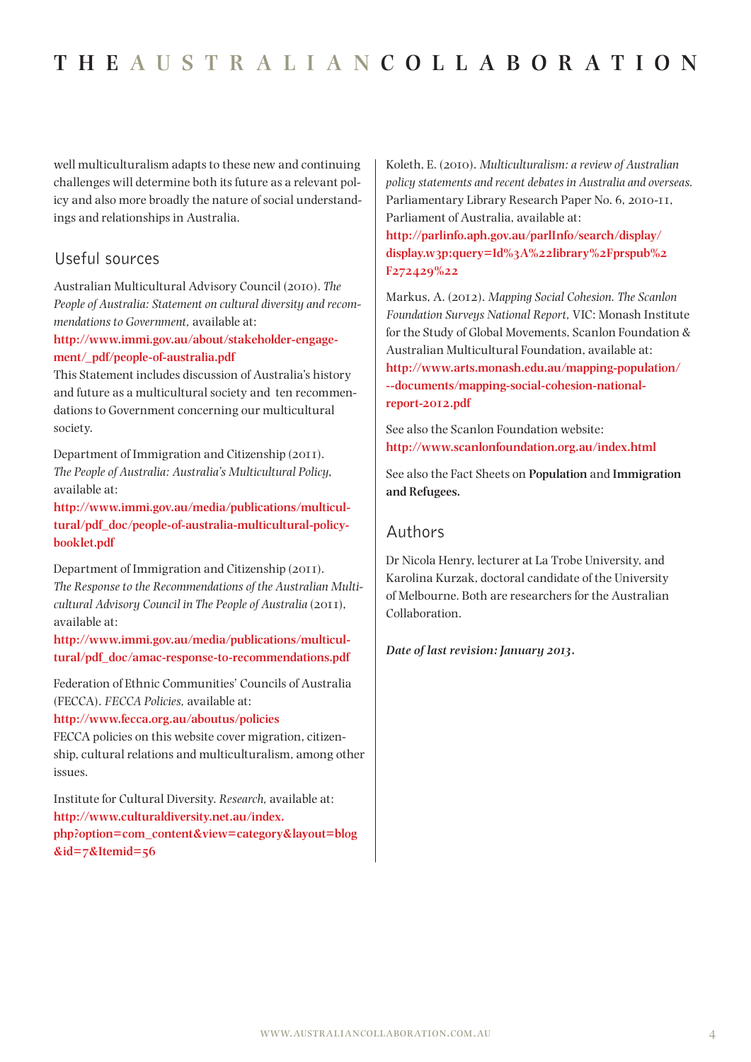well multiculturalism adapts to these new and continuing challenges will determine both its future as a relevant policy and also more broadly the nature of social understandings and relationships in Australia.

## Useful sources

Australian Multicultural Advisory Council (2010). *The People of Australia: Statement on cultural diversity and recommendations to Government,* available at:
**http://www.immi.gov.au/about/stakeholder-engagement/_pdf/people-of-australia.pdf**
This Statement includes discussion of Australia's history and future as a multicultural society and ten recommendations to Government concerning our multicultural society.

Department of Immigration and Citizenship (2011). *The People of Australia: Australia's Multicultural Policy*, available at:
**http://www.immi.gov.au/media/publications/multicultural/pdf_doc/people-of-australia-multicultural-policy-booklet.pdf**

Department of Immigration and Citizenship (2011). *The Response to the Recommendations of the Australian Multicultural Advisory Council in The People of Australia* (2011), available at:
**http://www.immi.gov.au/media/publications/multicultural/pdf_doc/amac-response-to-recommendations.pdf**

Federation of Ethnic Communities' Councils of Australia (FECCA). *FECCA Policies,* available at:
**http://www.fecca.org.au/aboutus/policies**
FECCA policies on this website cover migration, citizenship, cultural relations and multiculturalism, among other issues.

Institute for Cultural Diversity. *Research,* available at:
**http://www.culturaldiversity.net.au/index.php?option=com_content&view=category&layout=blog&id=7&Itemid=56**

Koleth, E. (2010). *Multiculturalism: a review of Australian policy statements and recent debates in Australia and overseas.* Parliamentary Library Research Paper No. 6, 2010-11, Parliament of Australia, available at:
**http://parlinfo.aph.gov.au/parlInfo/search/display/display.w3p;query=Id%3A%22library%2Fprspub%2F272429%22**

Markus, A. (2012). *Mapping Social Cohesion. The Scanlon Foundation Surveys National Report,* VIC: Monash Institute for the Study of Global Movements, Scanlon Foundation & Australian Multicultural Foundation, available at:
**http://www.arts.monash.edu.au/mapping-population/--documents/mapping-social-cohesion-national-report-2012.pdf**

See also the Scanlon Foundation website:
**http://www.scanlonfoundation.org.au/index.html**

See also the Fact Sheets on **Population** and **Immigration and Refugees.**

## Authors

Dr Nicola Henry, lecturer at La Trobe University, and Karolina Kurzak, doctoral candidate of the University of Melbourne. Both are researchers for the Australian Collaboration.

***Date of last revision: January 2013.***